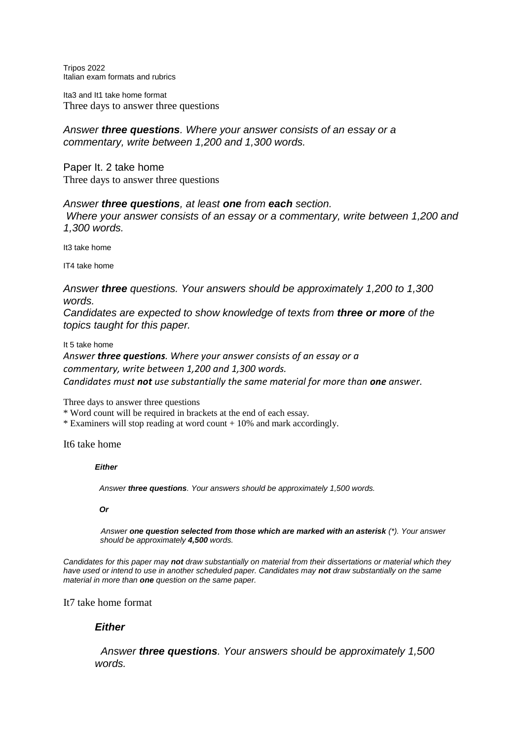Tripos 2022
Italian exam formats and rubrics

Ita3 and It1 take home format
Three days to answer three questions

*Answer **three questions**. Where your answer consists of an essay or a commentary, write between 1,200 and 1,300 words.*

Paper It. 2 take home
Three days to answer three questions

*Answer **three questions**, at least **one** from **each** section.*
*Where your answer consists of an essay or a commentary, write between 1,200 and 1,300 words.*

It3 take home

IT4 take home

*Answer **three** questions. Your answers should be approximately 1,200 to 1,300 words.*
*Candidates are expected to show knowledge of texts from **three or more** of the topics taught for this paper.*

It 5 take home
*Answer **three questions**. Where your answer consists of an essay or a commentary, write between 1,200 and 1,300 words.*
*Candidates must **not** use substantially the same material for more than **one** answer.*

Three days to answer three questions
* Word count will be required in brackets at the end of each essay.
* Examiners will stop reading at word count + 10% and mark accordingly.

It6 take home

***Either***

*Answer **three questions**. Your answers should be approximately 1,500 words.*

***Or***

*Answer **one question selected from those which are marked with an asterisk** (*). Your answer should be approximately **4,500** words.*

*Candidates for this paper may **not** draw substantially on material from their dissertations or material which they have used or intend to use in another scheduled paper. Candidates may **not** draw substantially on the same material in more than **one** question on the same paper.*

It7 take home format

***Either***

*Answer **three questions**. Your answers should be approximately 1,500 words.*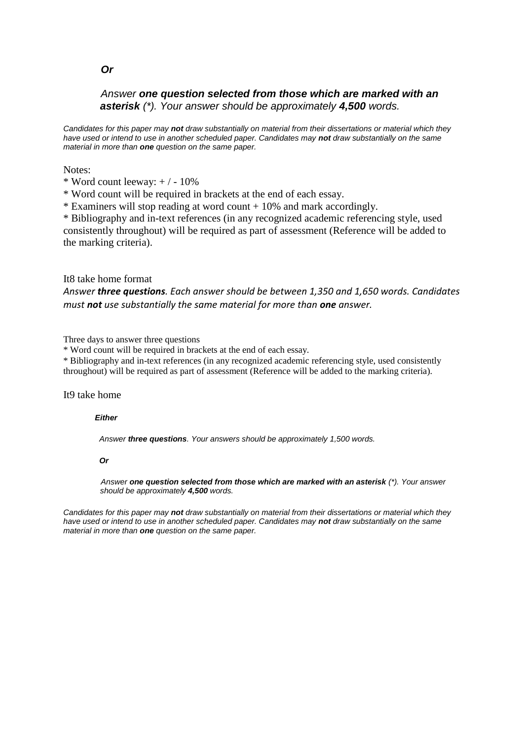***Or***

*Answer **one question selected from those which are marked with an asterisk** (*). Your answer should be approximately **4,500** words.*

*Candidates for this paper may **not** draw substantially on material from their dissertations or material which they have used or intend to use in another scheduled paper. Candidates may **not** draw substantially on the same material in more than **one** question on the same paper.*

Notes:

* Word count leeway: + / - 10%
* Word count will be required in brackets at the end of each essay.
* Examiners will stop reading at word count + 10% and mark accordingly.
* Bibliography and in-text references (in any recognized academic referencing style, used consistently throughout) will be required as part of assessment (Reference will be added to the marking criteria).

It8 take home format

*Answer **three questions**. Each answer should be between 1,350 and 1,650 words. Candidates must **not** use substantially the same material for more than **one** answer.*

Three days to answer three questions

* Word count will be required in brackets at the end of each essay.
* Bibliography and in-text references (in any recognized academic referencing style, used consistently throughout) will be required as part of assessment (Reference will be added to the marking criteria).

It9 take home

***Either***

*Answer **three questions**. Your answers should be approximately 1,500 words.*

***Or***

*Answer **one question selected from those which are marked with an asterisk** (*). Your answer should be approximately **4,500** words.*

*Candidates for this paper may **not** draw substantially on material from their dissertations or material which they have used or intend to use in another scheduled paper. Candidates may **not** draw substantially on the same material in more than **one** question on the same paper.*